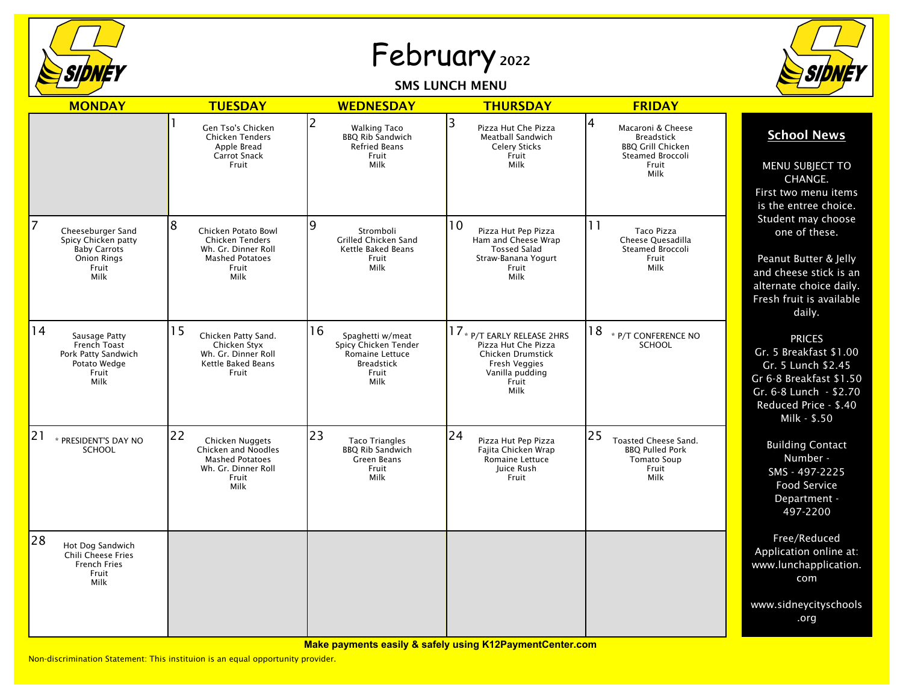# February 2022

## SMS LUNCH MENU

| MONDAY | TUESDAY | WEDNESDAY | THURSDAY | FRIDAY |
| --- | --- | --- | --- | --- |
| | 1<br>Gen Tso's Chicken<br>Chicken Tenders<br>Apple Bread<br>Carrot Snack<br>Fruit | 2<br>Walking Taco<br>BBQ Rib Sandwich<br>Refried Beans<br>Fruit<br>Milk | 3<br>Pizza Hut Che Pizza<br>Meatball Sandwich<br>Celery Sticks<br>Fruit<br>Milk | 4<br>Macaroni & Cheese<br>Breadstick<br>BBQ Grill Chicken<br>Steamed Broccoli<br>Fruit<br>Milk |
| 7<br>Cheeseburger Sand<br>Spicy Chicken patty<br>Baby Carrots<br>Onion Rings<br>Fruit<br>Milk | 8<br>Chicken Potato Bowl<br>Chicken Tenders<br>Wh. Gr. Dinner Roll<br>Mashed Potatoes<br>Fruit<br>Milk | 9<br>Stromboli<br>Grilled Chicken Sand<br>Kettle Baked Beans<br>Fruit<br>Milk | 10<br>Pizza Hut Pep Pizza<br>Ham and Cheese Wrap<br>Tossed Salad<br>Straw-Banana Yogurt<br>Fruit<br>Milk | 11<br>Taco Pizza<br>Cheese Quesadilla<br>Steamed Broccoli<br>Fruit<br>Milk |
| 14<br>Sausage Patty<br>French Toast<br>Pork Patty Sandwich<br>Potato Wedge<br>Fruit<br>Milk | 15<br>Chicken Patty Sand.<br>Chicken Styx<br>Wh. Gr. Dinner Roll<br>Kettle Baked Beans<br>Fruit | 16<br>Spaghetti w/meat<br>Spicy Chicken Tender<br>Romaine Lettuce<br>Breadstick<br>Fruit<br>Milk | 17<br>* P/T EARLY RELEASE 2HRS<br>Pizza Hut Che Pizza<br>Chicken Drumstick<br>Fresh Veggies<br>Vanilla pudding<br>Fruit<br>Milk | 18<br>* P/T CONFERENCE NO SCHOOL |
| 21<br>* PRESIDENT'S DAY NO SCHOOL | 22<br>Chicken Nuggets<br>Chicken and Noodles<br>Mashed Potatoes<br>Wh. Gr. Dinner Roll<br>Fruit<br>Milk | 23<br>Taco Triangles<br>BBQ Rib Sandwich<br>Green Beans<br>Fruit<br>Milk | 24<br>Pizza Hut Pep Pizza<br>Fajita Chicken Wrap<br>Romaine Lettuce<br>Juice Rush<br>Fruit | 25<br>Toasted Cheese Sand.<br>BBQ Pulled Pork<br>Tomato Soup<br>Fruit<br>Milk |
| 28<br>Hot Dog Sandwich<br>Chili Cheese Fries<br>French Fries<br>Fruit<br>Milk | | | | |

## School News

MENU SUBJECT TO CHANGE.
First two menu items is the entree choice. Student may choose one of these.

Peanut Butter & Jelly and cheese stick is an alternate choice daily. Fresh fruit is available daily.

PRICES
Gr. 5 Breakfast $1.00
Gr. 5 Lunch $2.45
Gr 6-8 Breakfast $1.50
Gr. 6-8 Lunch - $2.70
Reduced Price - $.40
Milk - $.50

Building Contact Number -
SMS - 497-2225
Food Service Department -
497-2200

Free/Reduced Application online at: www.lunchapplication.com

www.sidneycityschools.org

**Make payments easily & safely using K12PaymentCenter.com**

Non-discrimination Statement: This instituion is an equal opportunity provider.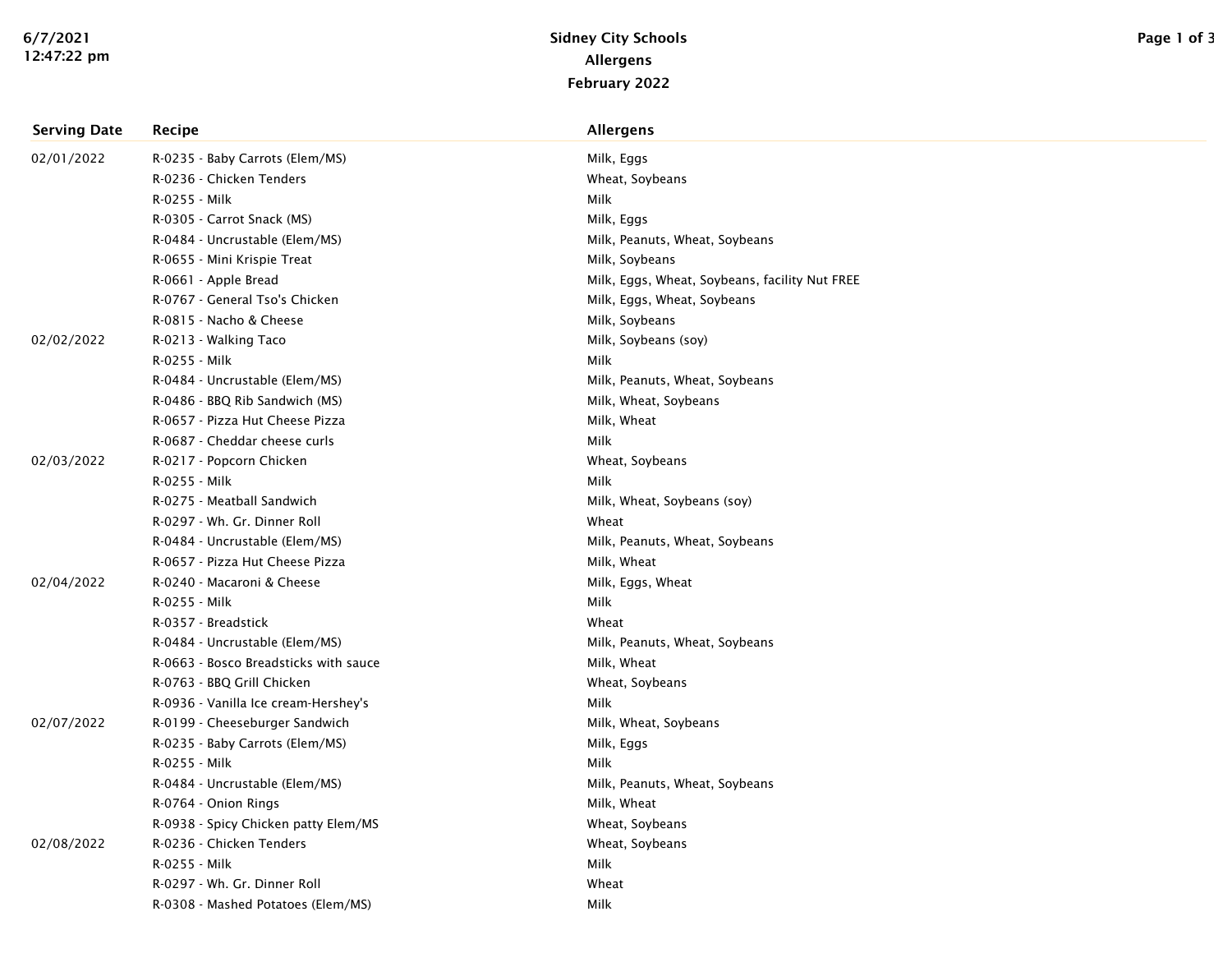# Sidney City Schools
## Allergens
### February 2022

| Serving Date | Recipe | Allergens |
|---|---|---|
| 02/01/2022 | R-0235 - Baby Carrots (Elem/MS) | Milk, Eggs |
| | R-0236 - Chicken Tenders | Wheat, Soybeans |
| | R-0255 - Milk | Milk |
| | R-0305 - Carrot Snack (MS) | Milk, Eggs |
| | R-0484 - Uncrustable (Elem/MS) | Milk, Peanuts, Wheat, Soybeans |
| | R-0655 - Mini Krispie Treat | Milk, Soybeans |
| | R-0661 - Apple Bread | Milk, Eggs, Wheat, Soybeans, facility Nut FREE |
| | R-0767 - General Tso's Chicken | Milk, Eggs, Wheat, Soybeans |
| | R-0815 - Nacho & Cheese | Milk, Soybeans |
| 02/02/2022 | R-0213 - Walking Taco | Milk, Soybeans (soy) |
| | R-0255 - Milk | Milk |
| | R-0484 - Uncrustable (Elem/MS) | Milk, Peanuts, Wheat, Soybeans |
| | R-0486 - BBQ Rib Sandwich (MS) | Milk, Wheat, Soybeans |
| | R-0657 - Pizza Hut Cheese Pizza | Milk, Wheat |
| | R-0687 - Cheddar cheese curls | Milk |
| 02/03/2022 | R-0217 - Popcorn Chicken | Wheat, Soybeans |
| | R-0255 - Milk | Milk |
| | R-0275 - Meatball Sandwich | Milk, Wheat, Soybeans (soy) |
| | R-0297 - Wh. Gr. Dinner Roll | Wheat |
| | R-0484 - Uncrustable (Elem/MS) | Milk, Peanuts, Wheat, Soybeans |
| | R-0657 - Pizza Hut Cheese Pizza | Milk, Wheat |
| 02/04/2022 | R-0240 - Macaroni & Cheese | Milk, Eggs, Wheat |
| | R-0255 - Milk | Milk |
| | R-0357 - Breadstick | Wheat |
| | R-0484 - Uncrustable (Elem/MS) | Milk, Peanuts, Wheat, Soybeans |
| | R-0663 - Bosco Breadsticks with sauce | Milk, Wheat |
| | R-0763 - BBQ Grill Chicken | Wheat, Soybeans |
| | R-0936 - Vanilla Ice cream-Hershey's | Milk |
| 02/07/2022 | R-0199 - Cheeseburger Sandwich | Milk, Wheat, Soybeans |
| | R-0235 - Baby Carrots (Elem/MS) | Milk, Eggs |
| | R-0255 - Milk | Milk |
| | R-0484 - Uncrustable (Elem/MS) | Milk, Peanuts, Wheat, Soybeans |
| | R-0764 - Onion Rings | Milk, Wheat |
| | R-0938 - Spicy Chicken patty Elem/MS | Wheat, Soybeans |
| 02/08/2022 | R-0236 - Chicken Tenders | Wheat, Soybeans |
| | R-0255 - Milk | Milk |
| | R-0297 - Wh. Gr. Dinner Roll | Wheat |
| | R-0308 - Mashed Potatoes (Elem/MS) | Milk |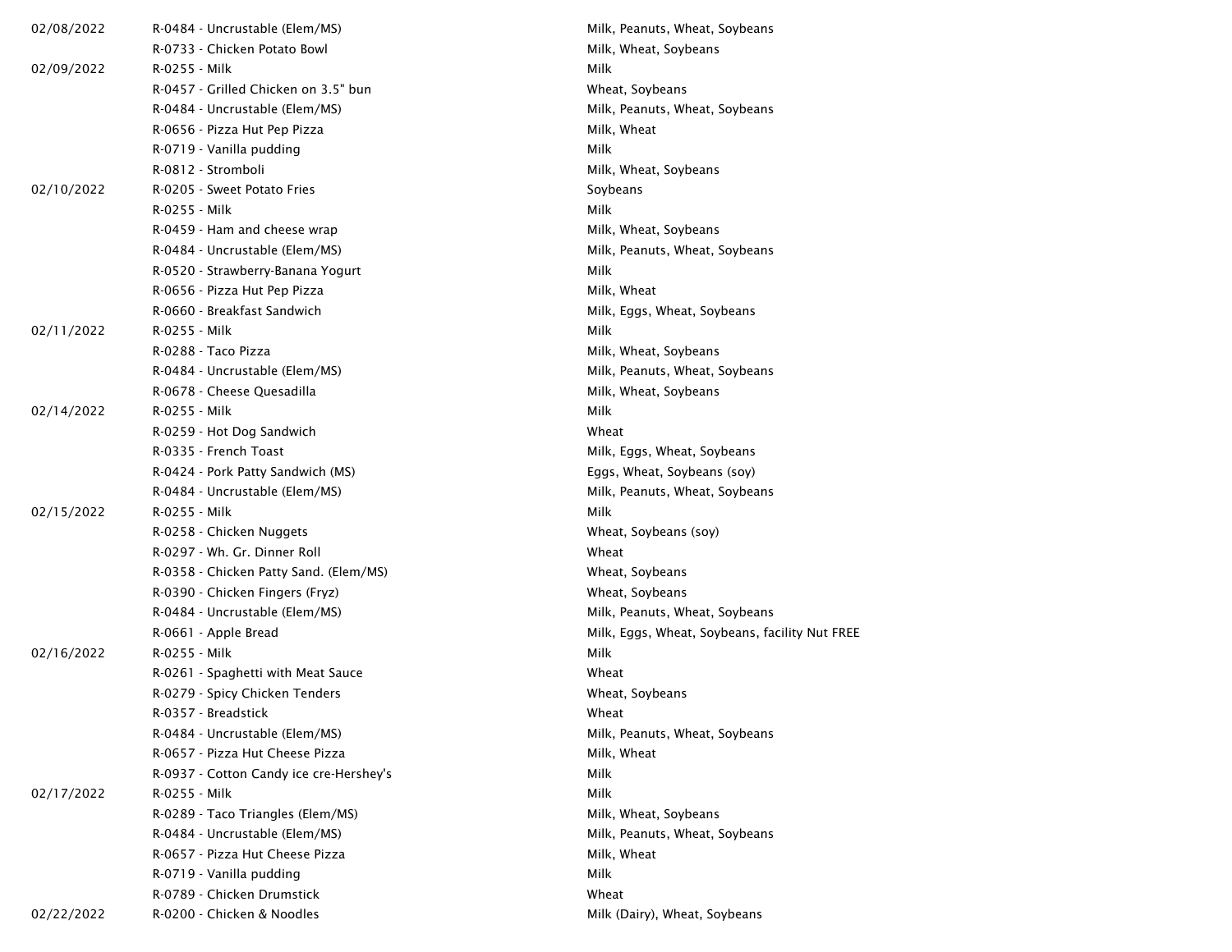| | | |
|---|---|---|
| 02/08/2022 | R-0484 - Uncrustable (Elem/MS) | Milk, Peanuts, Wheat, Soybeans |
| | R-0733 - Chicken Potato Bowl | Milk, Wheat, Soybeans |
| 02/09/2022 | R-0255 - Milk | Milk |
| | R-0457 - Grilled Chicken on 3.5" bun | Wheat, Soybeans |
| | R-0484 - Uncrustable (Elem/MS) | Milk, Peanuts, Wheat, Soybeans |
| | R-0656 - Pizza Hut Pep Pizza | Milk, Wheat |
| | R-0719 - Vanilla pudding | Milk |
| | R-0812 - Stromboli | Milk, Wheat, Soybeans |
| 02/10/2022 | R-0205 - Sweet Potato Fries | Soybeans |
| | R-0255 - Milk | Milk |
| | R-0459 - Ham and cheese wrap | Milk, Wheat, Soybeans |
| | R-0484 - Uncrustable (Elem/MS) | Milk, Peanuts, Wheat, Soybeans |
| | R-0520 - Strawberry-Banana Yogurt | Milk |
| | R-0656 - Pizza Hut Pep Pizza | Milk, Wheat |
| | R-0660 - Breakfast Sandwich | Milk, Eggs, Wheat, Soybeans |
| 02/11/2022 | R-0255 - Milk | Milk |
| | R-0288 - Taco Pizza | Milk, Wheat, Soybeans |
| | R-0484 - Uncrustable (Elem/MS) | Milk, Peanuts, Wheat, Soybeans |
| | R-0678 - Cheese Quesadilla | Milk, Wheat, Soybeans |
| 02/14/2022 | R-0255 - Milk | Milk |
| | R-0259 - Hot Dog Sandwich | Wheat |
| | R-0335 - French Toast | Milk, Eggs, Wheat, Soybeans |
| | R-0424 - Pork Patty Sandwich (MS) | Eggs, Wheat, Soybeans (soy) |
| | R-0484 - Uncrustable (Elem/MS) | Milk, Peanuts, Wheat, Soybeans |
| 02/15/2022 | R-0255 - Milk | Milk |
| | R-0258 - Chicken Nuggets | Wheat, Soybeans (soy) |
| | R-0297 - Wh. Gr. Dinner Roll | Wheat |
| | R-0358 - Chicken Patty Sand. (Elem/MS) | Wheat, Soybeans |
| | R-0390 - Chicken Fingers (Fryz) | Wheat, Soybeans |
| | R-0484 - Uncrustable (Elem/MS) | Milk, Peanuts, Wheat, Soybeans |
| | R-0661 - Apple Bread | Milk, Eggs, Wheat, Soybeans, facility Nut FREE |
| 02/16/2022 | R-0255 - Milk | Milk |
| | R-0261 - Spaghetti with Meat Sauce | Wheat |
| | R-0279 - Spicy Chicken Tenders | Wheat, Soybeans |
| | R-0357 - Breadstick | Wheat |
| | R-0484 - Uncrustable (Elem/MS) | Milk, Peanuts, Wheat, Soybeans |
| | R-0657 - Pizza Hut Cheese Pizza | Milk, Wheat |
| | R-0937 - Cotton Candy ice cre-Hershey's | Milk |
| 02/17/2022 | R-0255 - Milk | Milk |
| | R-0289 - Taco Triangles (Elem/MS) | Milk, Wheat, Soybeans |
| | R-0484 - Uncrustable (Elem/MS) | Milk, Peanuts, Wheat, Soybeans |
| | R-0657 - Pizza Hut Cheese Pizza | Milk, Wheat |
| | R-0719 - Vanilla pudding | Milk |
| | R-0789 - Chicken Drumstick | Wheat |
| 02/22/2022 | R-0200 - Chicken & Noodles | Milk (Dairy), Wheat, Soybeans |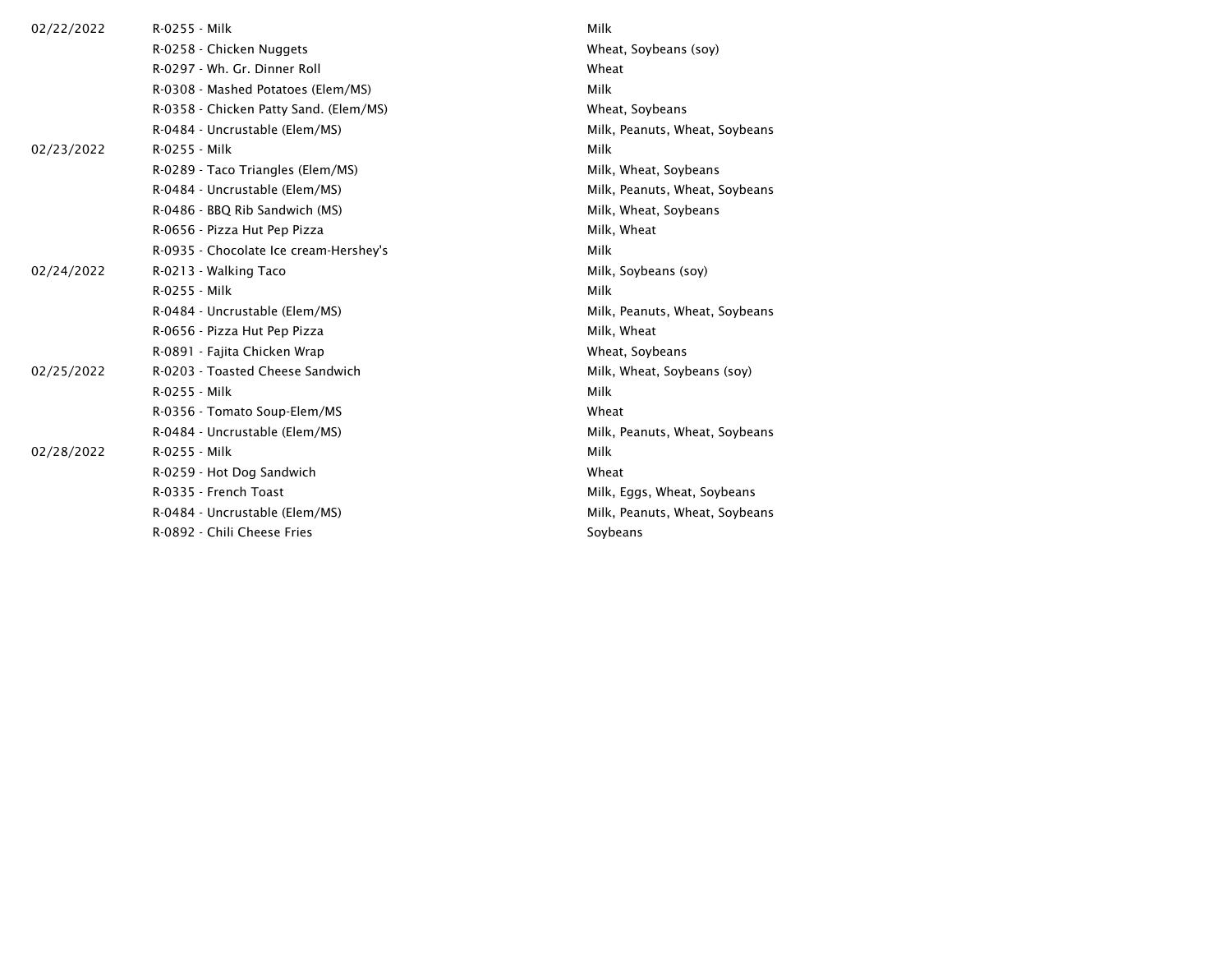| | | |
|---|---|---|
| 02/22/2022 | R-0255 - Milk | Milk |
| | R-0258 - Chicken Nuggets | Wheat, Soybeans (soy) |
| | R-0297 - Wh. Gr. Dinner Roll | Wheat |
| | R-0308 - Mashed Potatoes (Elem/MS) | Milk |
| | R-0358 - Chicken Patty Sand. (Elem/MS) | Wheat, Soybeans |
| | R-0484 - Uncrustable (Elem/MS) | Milk, Peanuts, Wheat, Soybeans |
| 02/23/2022 | R-0255 - Milk | Milk |
| | R-0289 - Taco Triangles (Elem/MS) | Milk, Wheat, Soybeans |
| | R-0484 - Uncrustable (Elem/MS) | Milk, Peanuts, Wheat, Soybeans |
| | R-0486 - BBQ Rib Sandwich (MS) | Milk, Wheat, Soybeans |
| | R-0656 - Pizza Hut Pep Pizza | Milk, Wheat |
| | R-0935 - Chocolate Ice cream-Hershey's | Milk |
| 02/24/2022 | R-0213 - Walking Taco | Milk, Soybeans (soy) |
| | R-0255 - Milk | Milk |
| | R-0484 - Uncrustable (Elem/MS) | Milk, Peanuts, Wheat, Soybeans |
| | R-0656 - Pizza Hut Pep Pizza | Milk, Wheat |
| | R-0891 - Fajita Chicken Wrap | Wheat, Soybeans |
| 02/25/2022 | R-0203 - Toasted Cheese Sandwich | Milk, Wheat, Soybeans (soy) |
| | R-0255 - Milk | Milk |
| | R-0356 - Tomato Soup-Elem/MS | Wheat |
| | R-0484 - Uncrustable (Elem/MS) | Milk, Peanuts, Wheat, Soybeans |
| 02/28/2022 | R-0255 - Milk | Milk |
| | R-0259 - Hot Dog Sandwich | Wheat |
| | R-0335 - French Toast | Milk, Eggs, Wheat, Soybeans |
| | R-0484 - Uncrustable (Elem/MS) | Milk, Peanuts, Wheat, Soybeans |
| | R-0892 - Chili Cheese Fries | Soybeans |